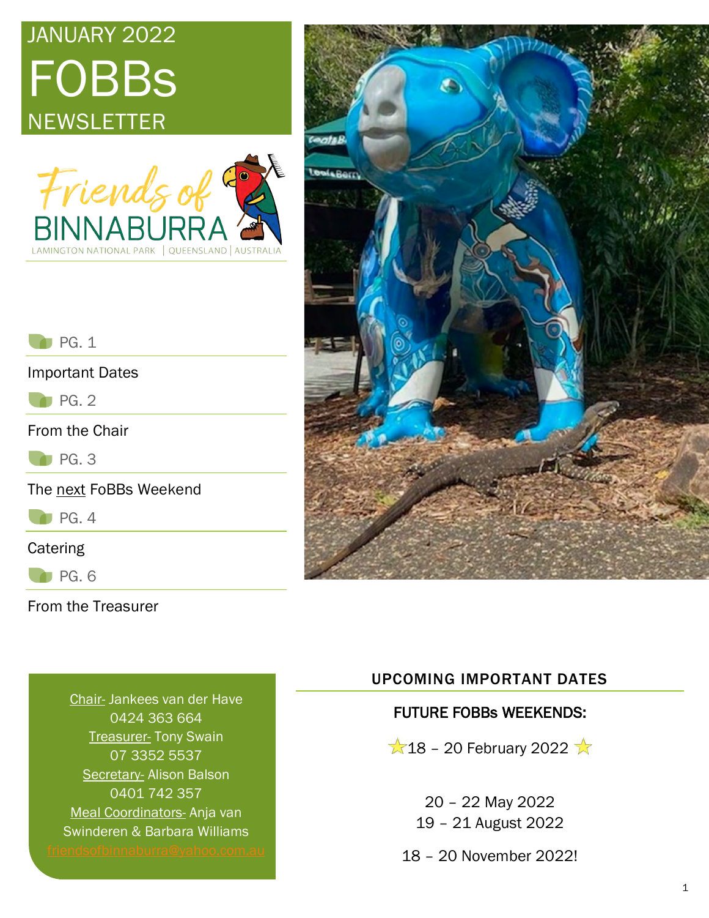# JANUARY 2022 FOBBs NEWSLETTER

Friends of BINNABURRA

LAMINGTON NATIONAL PARK | QUEENSLAND | AUSTRALIA

PG. 1

Important Dates

PG. 2

From the Chair

PG. 3

The next FoBBs Weekend

PG. 4

Catering

PG. 6

From the Treasurer

Chair- Jankees van der Have
0424 363 664
Treasurer- Tony Swain
07 3352 5537
Secretary- Alison Balson
0401 742 357
Meal Coordinators- Anja van Swinderen & Barbara Williams
friendsofbinnaburra@yahoo.com.au

## UPCOMING IMPORTANT DATES

**FUTURE FOBBs WEEKENDS:**

⭐18 – 20 February 2022 ⭐

20 – 22 May 2022
19 – 21 August 2022

18 – 20 November 2022!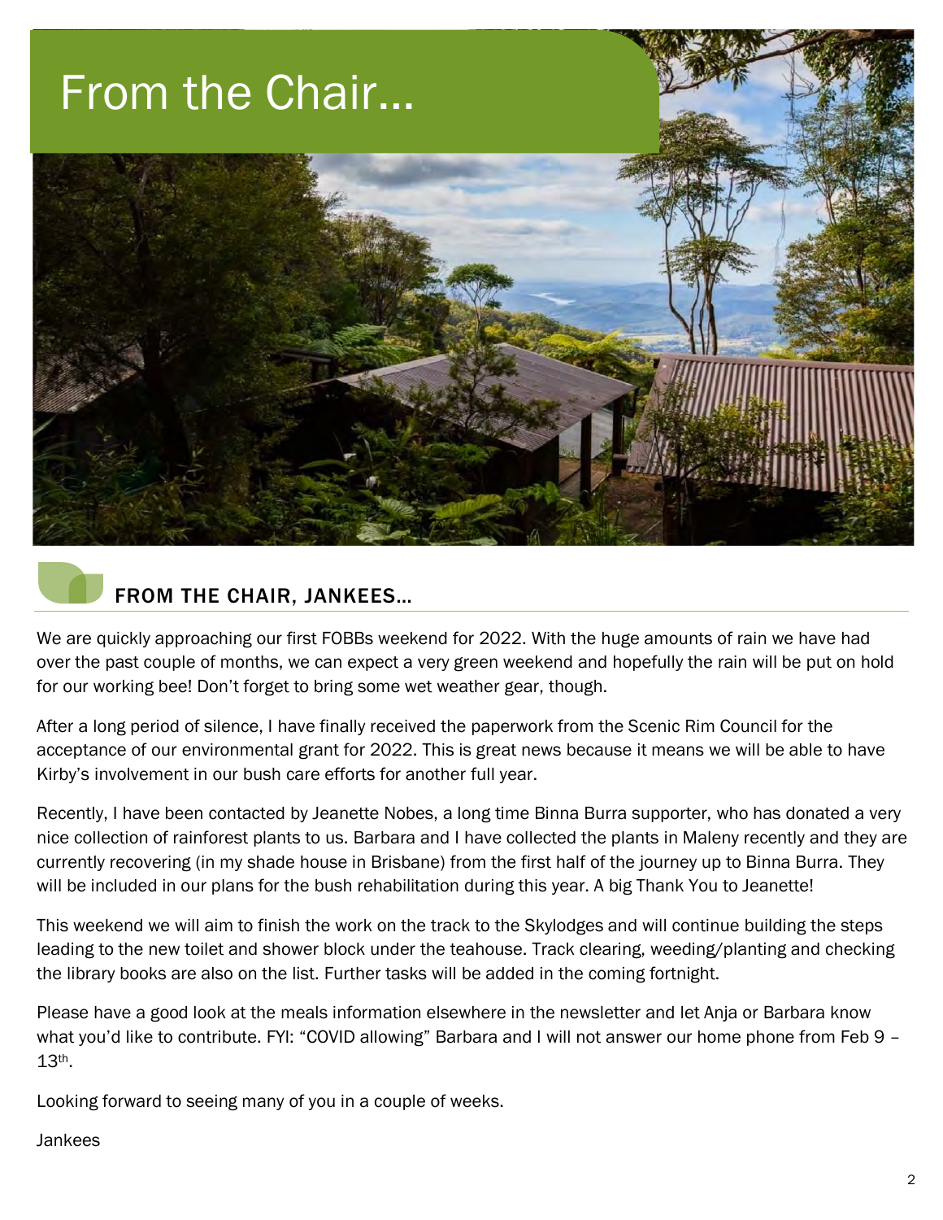# From the Chair...

## FROM THE CHAIR, JANKEES...

We are quickly approaching our first FOBBs weekend for 2022. With the huge amounts of rain we have had over the past couple of months, we can expect a very green weekend and hopefully the rain will be put on hold for our working bee! Don't forget to bring some wet weather gear, though.

After a long period of silence, I have finally received the paperwork from the Scenic Rim Council for the acceptance of our environmental grant for 2022. This is great news because it means we will be able to have Kirby's involvement in our bush care efforts for another full year.

Recently, I have been contacted by Jeanette Nobes, a long time Binna Burra supporter, who has donated a very nice collection of rainforest plants to us. Barbara and I have collected the plants in Maleny recently and they are currently recovering (in my shade house in Brisbane) from the first half of the journey up to Binna Burra. They will be included in our plans for the bush rehabilitation during this year. A big Thank You to Jeanette!

This weekend we will aim to finish the work on the track to the Skylodges and will continue building the steps leading to the new toilet and shower block under the teahouse. Track clearing, weeding/planting and checking the library books are also on the list. Further tasks will be added in the coming fortnight.

Please have a good look at the meals information elsewhere in the newsletter and let Anja or Barbara know what you'd like to contribute. FYI: "COVID allowing" Barbara and I will not answer our home phone from Feb 9 – 13th.

Looking forward to seeing many of you in a couple of weeks.

Jankees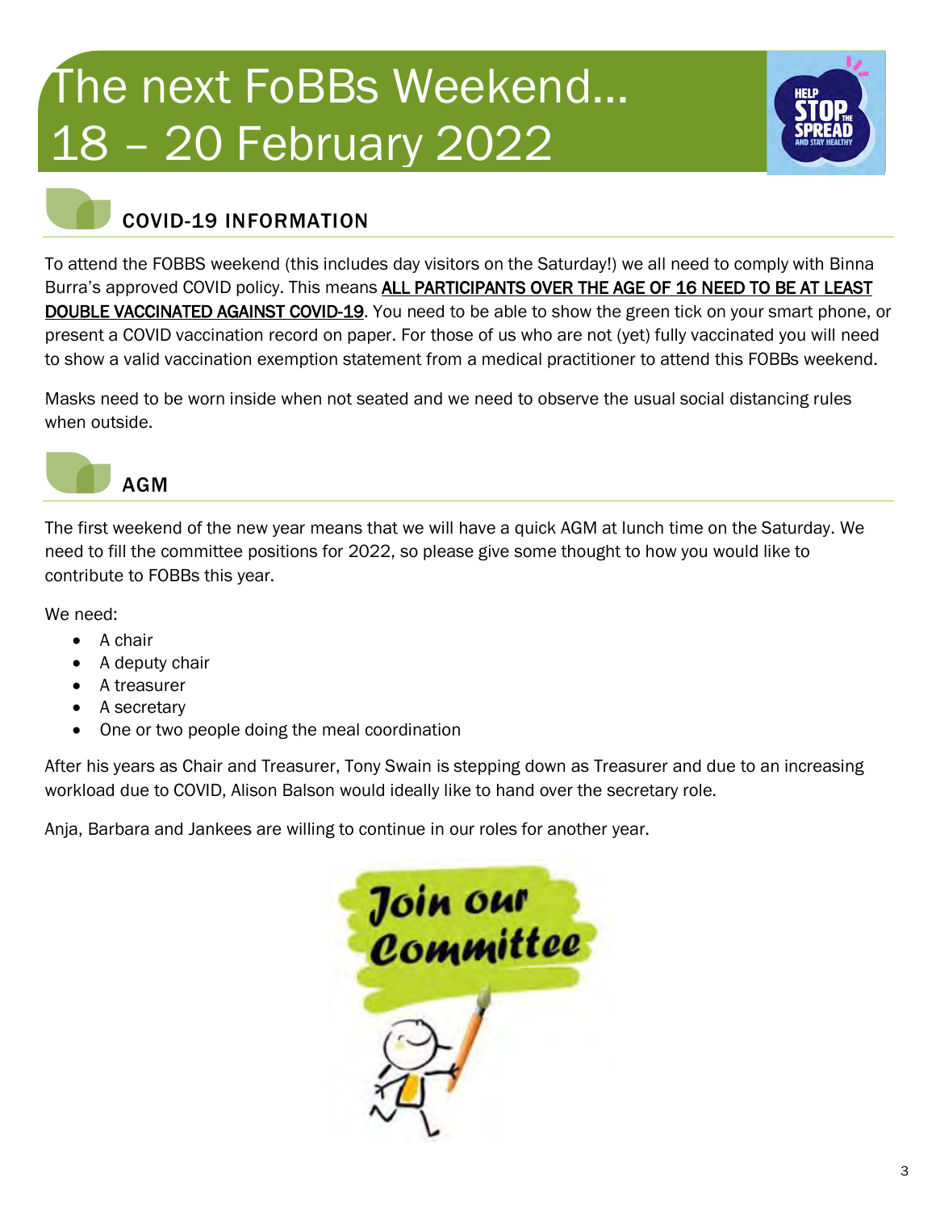# The next FoBBs Weekend… 18 – 20 February 2022

## COVID-19 INFORMATION

To attend the FOBBS weekend (this includes day visitors on the Saturday!) we all need to comply with Binna Burra's approved COVID policy. This means **ALL PARTICIPANTS OVER THE AGE OF 16 NEED TO BE AT LEAST DOUBLE VACCINATED AGAINST COVID-19**. You need to be able to show the green tick on your smart phone, or present a COVID vaccination record on paper. For those of us who are not (yet) fully vaccinated you will need to show a valid vaccination exemption statement from a medical practitioner to attend this FOBBs weekend.

Masks need to be worn inside when not seated and we need to observe the usual social distancing rules when outside.

## AGM

The first weekend of the new year means that we will have a quick AGM at lunch time on the Saturday. We need to fill the committee positions for 2022, so please give some thought to how you would like to contribute to FOBBs this year.

We need:

- A chair
- A deputy chair
- A treasurer
- A secretary
- One or two people doing the meal coordination

After his years as Chair and Treasurer, Tony Swain is stepping down as Treasurer and due to an increasing workload due to COVID, Alison Balson would ideally like to hand over the secretary role.

Anja, Barbara and Jankees are willing to continue in our roles for another year.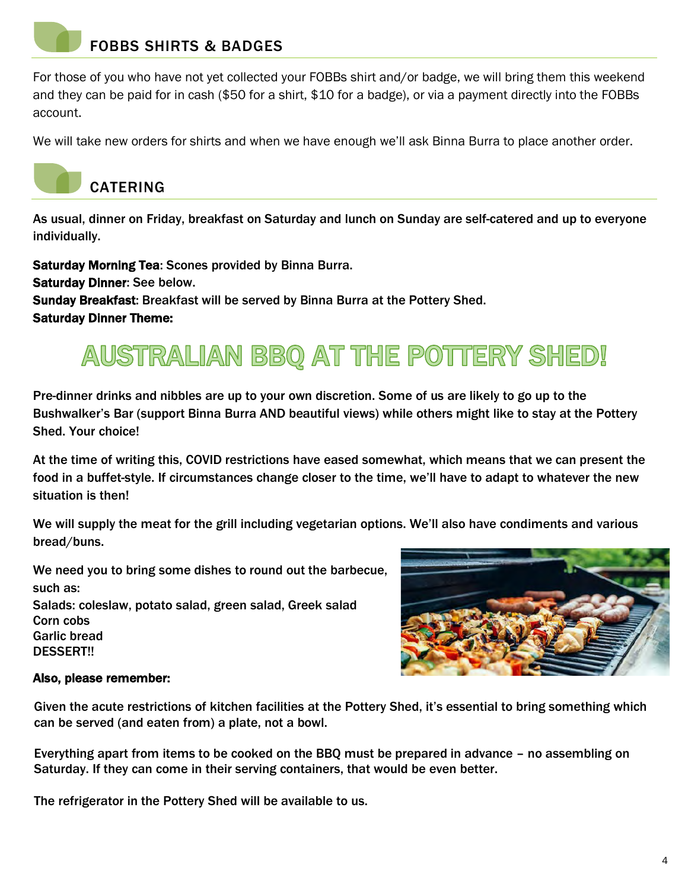## FOBBS SHIRTS & BADGES

For those of you who have not yet collected your FOBBs shirt and/or badge, we will bring them this weekend and they can be paid for in cash ($50 for a shirt, $10 for a badge), or via a payment directly into the FOBBs account.

We will take new orders for shirts and when we have enough we'll ask Binna Burra to place another order.

## CATERING

As usual, dinner on Friday, breakfast on Saturday and lunch on Sunday are self-catered and up to everyone individually.

**Saturday Morning Tea**: Scones provided by Binna Burra.
**Saturday Dinner**: See below.
**Sunday Breakfast**: Breakfast will be served by Binna Burra at the Pottery Shed.
**Saturday Dinner Theme:**

# AUSTRALIAN BBQ AT THE POTTERY SHED!

Pre-dinner drinks and nibbles are up to your own discretion. Some of us are likely to go up to the Bushwalker's Bar (support Binna Burra AND beautiful views) while others might like to stay at the Pottery Shed. Your choice!

At the time of writing this, COVID restrictions have eased somewhat, which means that we can present the food in a buffet-style. If circumstances change closer to the time, we'll have to adapt to whatever the new situation is then!

We will supply the meat for the grill including vegetarian options. We'll also have condiments and various bread/buns.

We need you to bring some dishes to round out the barbecue, such as:
Salads: coleslaw, potato salad, green salad, Greek salad
Corn cobs
Garlic bread
DESSERT!!

**Also, please remember:**

Given the acute restrictions of kitchen facilities at the Pottery Shed, it's essential to bring something which can be served (and eaten from) a plate, not a bowl.

Everything apart from items to be cooked on the BBQ must be prepared in advance – no assembling on Saturday. If they can come in their serving containers, that would be even better.

The refrigerator in the Pottery Shed will be available to us.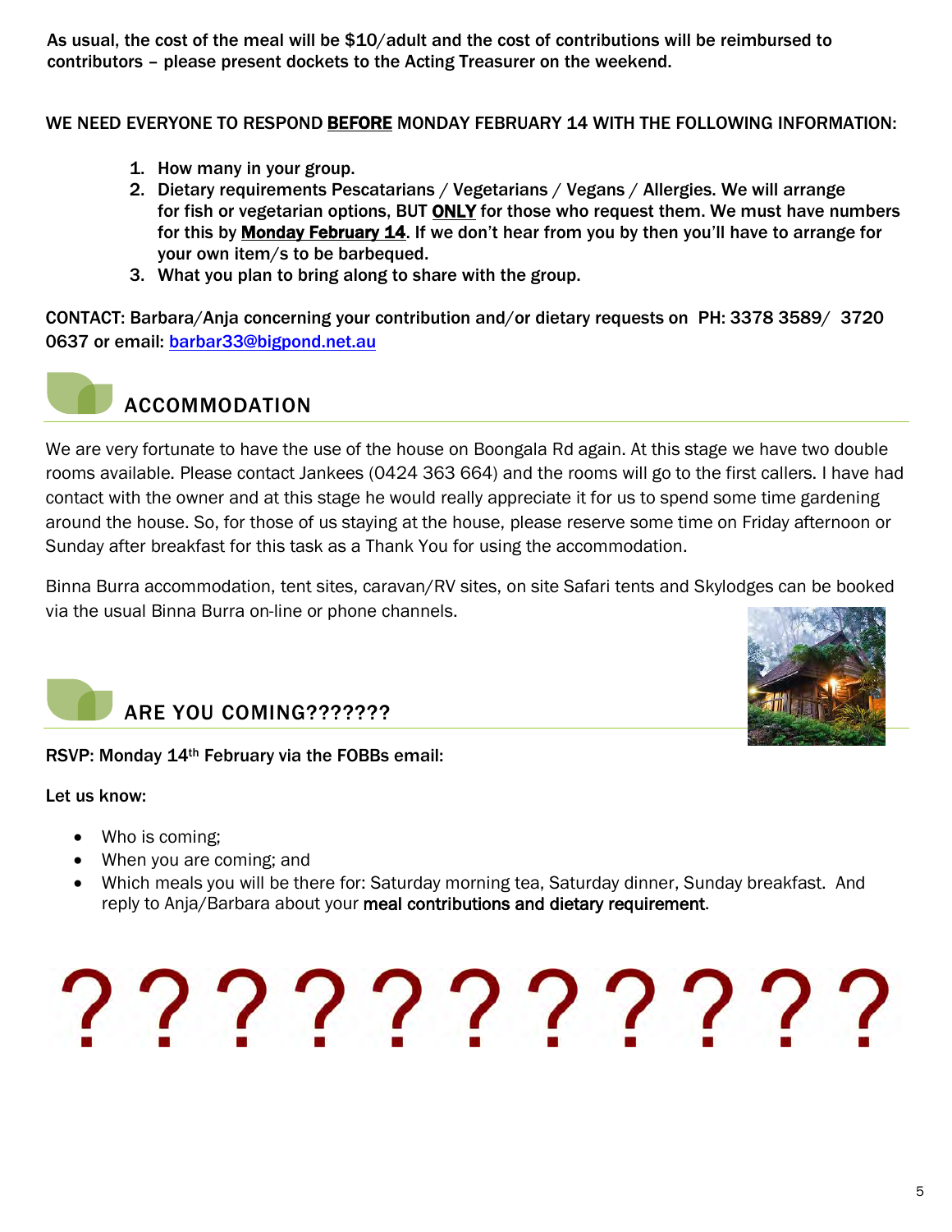**As usual, the cost of the meal will be $10/adult and the cost of contributions will be reimbursed to contributors – please present dockets to the Acting Treasurer on the weekend.**

**WE NEED EVERYONE TO RESPOND BEFORE MONDAY FEBRUARY 14 WITH THE FOLLOWING INFORMATION:**

1. **How many in your group.**
2. **Dietary requirements Pescatarians / Vegetarians / Vegans / Allergies. We will arrange for fish or vegetarian options, BUT ONLY for those who request them. We must have numbers for this by Monday February 14. If we don't hear from you by then you'll have to arrange for your own item/s to be barbequed.**
3. **What you plan to bring along to share with the group.**

**CONTACT: Barbara/Anja concerning your contribution and/or dietary requests on PH: 3378 3589/ 3720 0637 or email: barbar33@bigpond.net.au**

## ACCOMMODATION

We are very fortunate to have the use of the house on Boongala Rd again. At this stage we have two double rooms available. Please contact Jankees (0424 363 664) and the rooms will go to the first callers. I have had contact with the owner and at this stage he would really appreciate it for us to spend some time gardening around the house. So, for those of us staying at the house, please reserve some time on Friday afternoon or Sunday after breakfast for this task as a Thank You for using the accommodation.

Binna Burra accommodation, tent sites, caravan/RV sites, on site Safari tents and Skylodges can be booked via the usual Binna Burra on-line or phone channels.

## ARE YOU COMING???????

**RSVP: Monday 14th February via the FOBBs email:**

**Let us know:**

- Who is coming;
- When you are coming; and
- Which meals you will be there for: Saturday morning tea, Saturday dinner, Sunday breakfast. And reply to Anja/Barbara about your **meal contributions and dietary requirement**.

? ? ? ? ? ? ? ? ? ? ?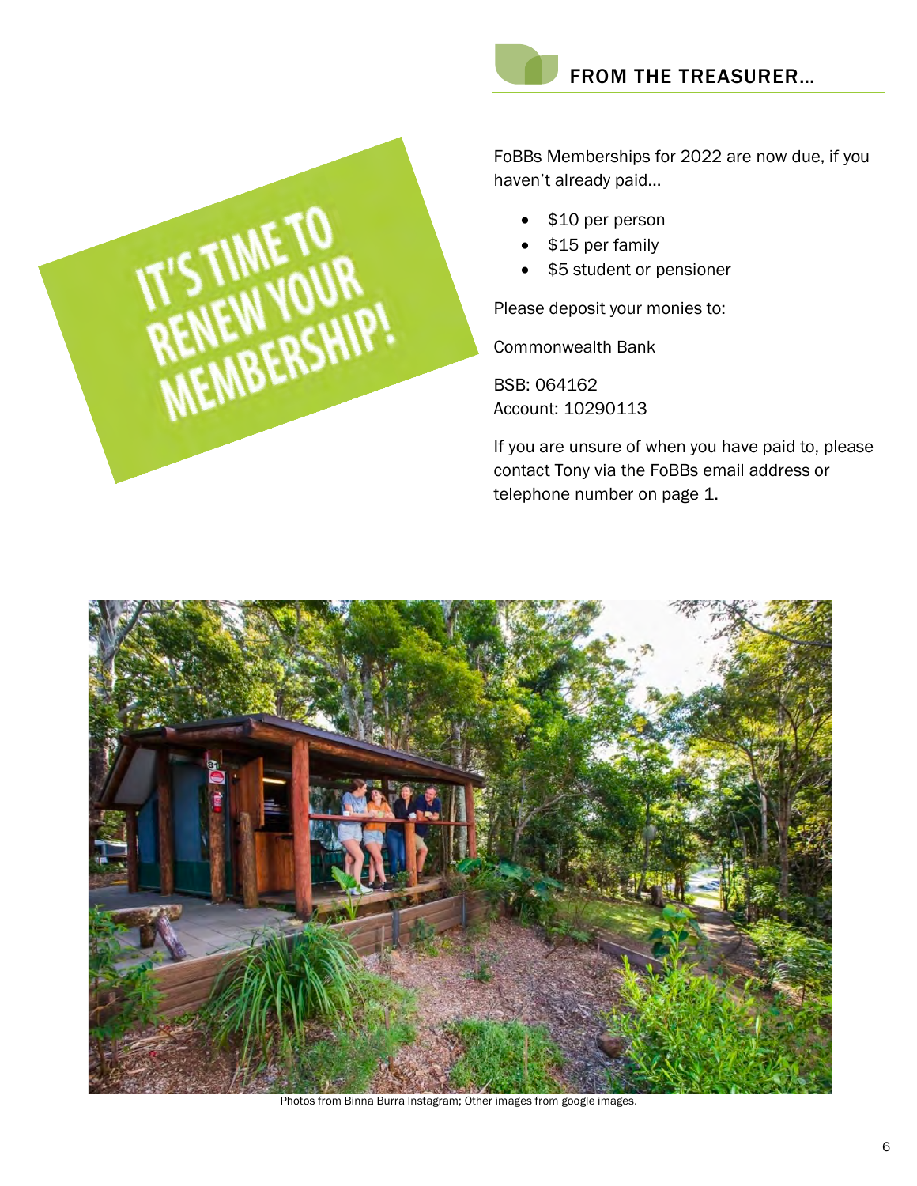## FROM THE TREASURER…

IT'S TIME TO RENEW YOUR MEMBERSHIP!

FoBBs Memberships for 2022 are now due, if you haven't already paid…

- $10 per person
- $15 per family
- $5 student or pensioner

Please deposit your monies to:

Commonwealth Bank

BSB: 064162
Account: 10290113

If you are unsure of when you have paid to, please contact Tony via the FoBBs email address or telephone number on page 1.

Photos from Binna Burra Instagram; Other images from google images.